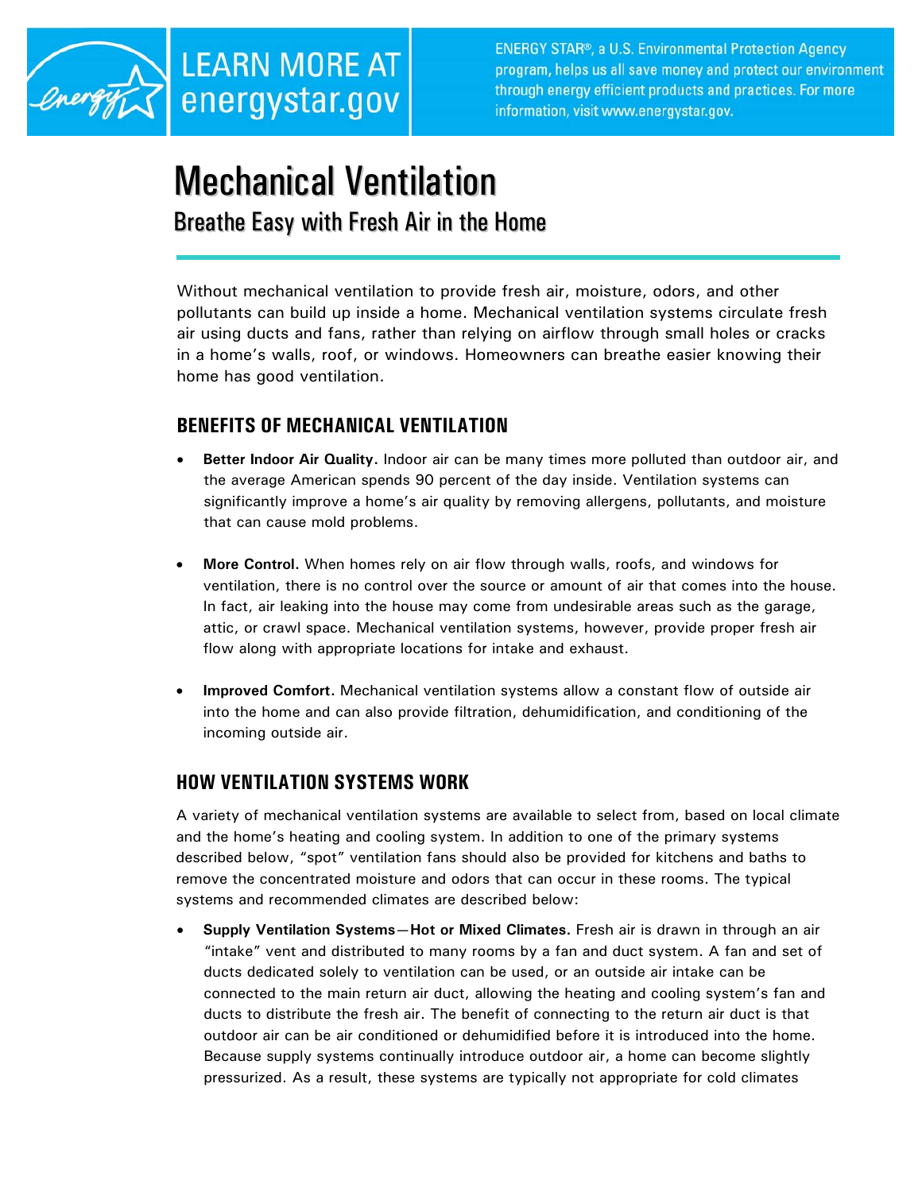LEARN MORE AT energystar.gov

ENERGY STAR®, a U.S. Environmental Protection Agency program, helps us all save money and protect our environment through energy efficient products and practices. For more information, visit www.energystar.gov.

# Mechanical Ventilation

## Breathe Easy with Fresh Air in the Home

Without mechanical ventilation to provide fresh air, moisture, odors, and other pollutants can build up inside a home. Mechanical ventilation systems circulate fresh air using ducts and fans, rather than relying on airflow through small holes or cracks in a home's walls, roof, or windows. Homeowners can breathe easier knowing their home has good ventilation.

### BENEFITS OF MECHANICAL VENTILATION

- **Better Indoor Air Quality.** Indoor air can be many times more polluted than outdoor air, and the average American spends 90 percent of the day inside. Ventilation systems can significantly improve a home's air quality by removing allergens, pollutants, and moisture that can cause mold problems.

- **More Control.** When homes rely on air flow through walls, roofs, and windows for ventilation, there is no control over the source or amount of air that comes into the house. In fact, air leaking into the house may come from undesirable areas such as the garage, attic, or crawl space. Mechanical ventilation systems, however, provide proper fresh air flow along with appropriate locations for intake and exhaust.

- **Improved Comfort.** Mechanical ventilation systems allow a constant flow of outside air into the home and can also provide filtration, dehumidification, and conditioning of the incoming outside air.

### HOW VENTILATION SYSTEMS WORK

A variety of mechanical ventilation systems are available to select from, based on local climate and the home's heating and cooling system. In addition to one of the primary systems described below, "spot" ventilation fans should also be provided for kitchens and baths to remove the concentrated moisture and odors that can occur in these rooms. The typical systems and recommended climates are described below:

- **Supply Ventilation Systems—Hot or Mixed Climates.** Fresh air is drawn in through an air "intake" vent and distributed to many rooms by a fan and duct system. A fan and set of ducts dedicated solely to ventilation can be used, or an outside air intake can be connected to the main return air duct, allowing the heating and cooling system's fan and ducts to distribute the fresh air. The benefit of connecting to the return air duct is that outdoor air can be air conditioned or dehumidified before it is introduced into the home. Because supply systems continually introduce outdoor air, a home can become slightly pressurized. As a result, these systems are typically not appropriate for cold climates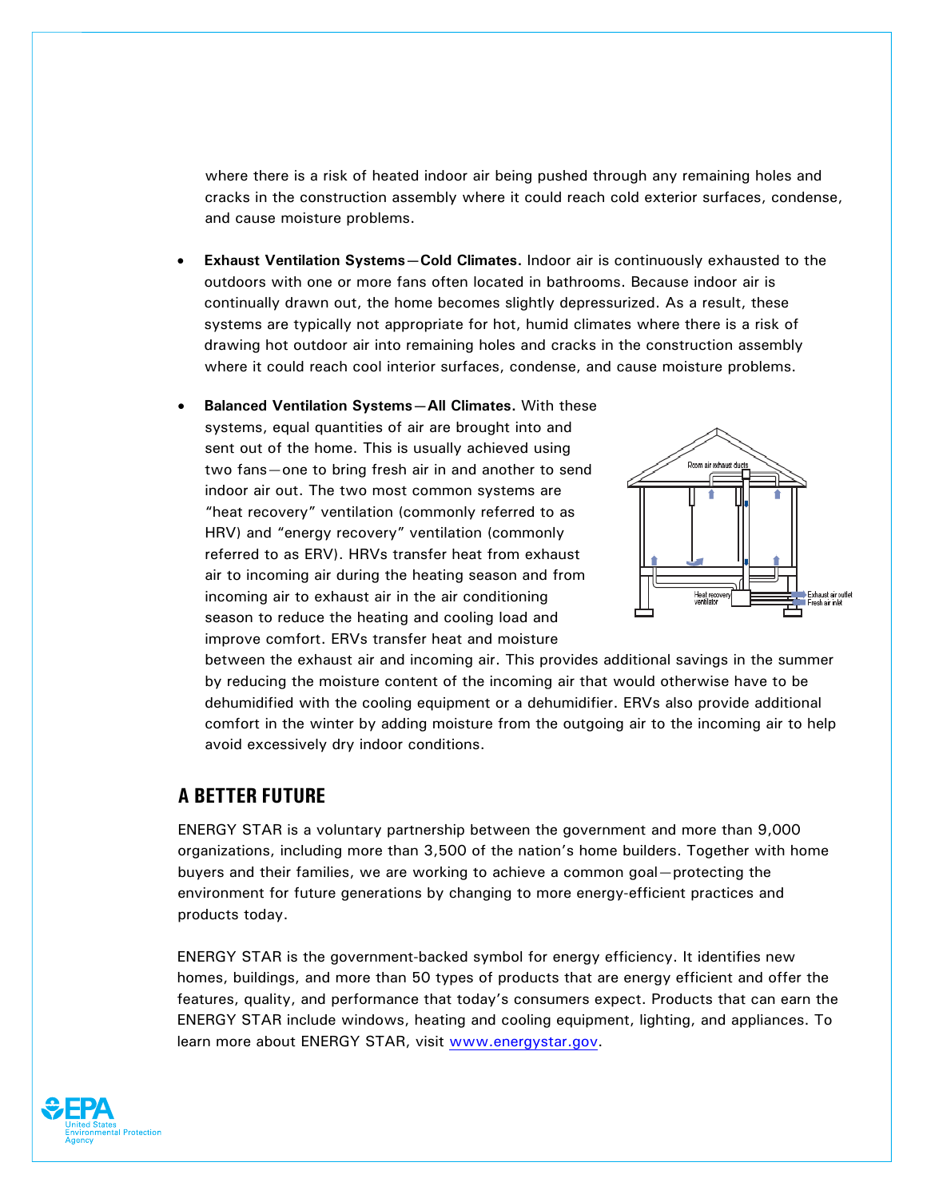where there is a risk of heated indoor air being pushed through any remaining holes and cracks in the construction assembly where it could reach cold exterior surfaces, condense, and cause moisture problems.

- **Exhaust Ventilation Systems—Cold Climates.** Indoor air is continuously exhausted to the outdoors with one or more fans often located in bathrooms. Because indoor air is continually drawn out, the home becomes slightly depressurized. As a result, these systems are typically not appropriate for hot, humid climates where there is a risk of drawing hot outdoor air into remaining holes and cracks in the construction assembly where it could reach cool interior surfaces, condense, and cause moisture problems.

- **Balanced Ventilation Systems—All Climates.** With these systems, equal quantities of air are brought into and sent out of the home. This is usually achieved using two fans—one to bring fresh air in and another to send indoor air out. The two most common systems are "heat recovery" ventilation (commonly referred to as HRV) and "energy recovery" ventilation (commonly referred to as ERV). HRVs transfer heat from exhaust air to incoming air during the heating season and from incoming air to exhaust air in the air conditioning season to reduce the heating and cooling load and improve comfort. ERVs transfer heat and moisture between the exhaust air and incoming air. This provides additional savings in the summer by reducing the moisture content of the incoming air that would otherwise have to be dehumidified with the cooling equipment or a dehumidifier. ERVs also provide additional comfort in the winter by adding moisture from the outgoing air to the incoming air to help avoid excessively dry indoor conditions.

Room air exhaust ducts

Heat recovery ventilator

Exhaust air outlet

Fresh air inlet

## A BETTER FUTURE

ENERGY STAR is a voluntary partnership between the government and more than 9,000 organizations, including more than 3,500 of the nation's home builders. Together with home buyers and their families, we are working to achieve a common goal—protecting the environment for future generations by changing to more energy-efficient practices and products today.

ENERGY STAR is the government-backed symbol for energy efficiency. It identifies new homes, buildings, and more than 50 types of products that are energy efficient and offer the features, quality, and performance that today's consumers expect. Products that can earn the ENERGY STAR include windows, heating and cooling equipment, lighting, and appliances. To learn more about ENERGY STAR, visit www.energystar.gov.

EPA United States Environmental Protection Agency